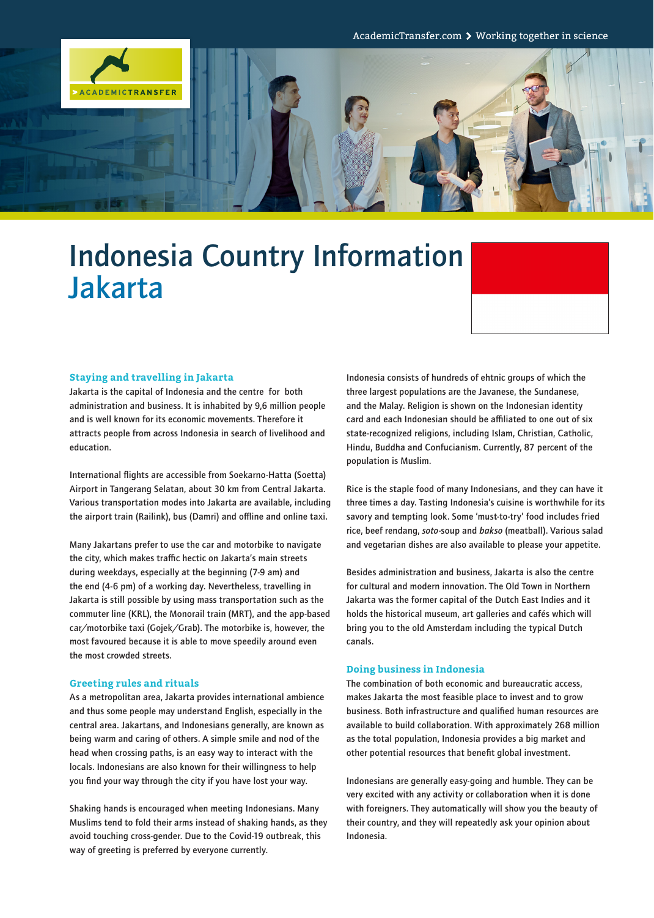# Indonesia Country Information
## Jakarta

### Staying and travelling in Jakarta

Jakarta is the capital of Indonesia and the centre for both administration and business. It is inhabited by 9,6 million people and is well known for its economic movements. Therefore it attracts people from across Indonesia in search of livelihood and education.

International flights are accessible from Soekarno-Hatta (Soetta) Airport in Tangerang Selatan, about 30 km from Central Jakarta. Various transportation modes into Jakarta are available, including the airport train (Railink), bus (Damri) and offline and online taxi.

Many Jakartans prefer to use the car and motorbike to navigate the city, which makes traffic hectic on Jakarta's main streets during weekdays, especially at the beginning (7-9 am) and the end (4-6 pm) of a working day. Nevertheless, travelling in Jakarta is still possible by using mass transportation such as the commuter line (KRL), the Monorail train (MRT), and the app-based car/motorbike taxi (Gojek/Grab). The motorbike is, however, the most favoured because it is able to move speedily around even the most crowded streets.

### Greeting rules and rituals

As a metropolitan area, Jakarta provides international ambience and thus some people may understand English, especially in the central area. Jakartans, and Indonesians generally, are known as being warm and caring of others. A simple smile and nod of the head when crossing paths, is an easy way to interact with the locals. Indonesians are also known for their willingness to help you find your way through the city if you have lost your way.

Shaking hands is encouraged when meeting Indonesians. Many Muslims tend to fold their arms instead of shaking hands, as they avoid touching cross-gender. Due to the Covid-19 outbreak, this way of greeting is preferred by everyone currently.

Indonesia consists of hundreds of ethnic groups of which the three largest populations are the Javanese, the Sundanese, and the Malay. Religion is shown on the Indonesian identity card and each Indonesian should be affiliated to one out of six state-recognized religions, including Islam, Christian, Catholic, Hindu, Buddha and Confucianism. Currently, 87 percent of the population is Muslim.

Rice is the staple food of many Indonesians, and they can have it three times a day. Tasting Indonesia's cuisine is worthwhile for its savory and tempting look. Some 'must-to-try' food includes fried rice, beef rendang, *soto*-soup and *bakso* (meatball). Various salad and vegetarian dishes are also available to please your appetite.

Besides administration and business, Jakarta is also the centre for cultural and modern innovation. The Old Town in Northern Jakarta was the former capital of the Dutch East Indies and it holds the historical museum, art galleries and cafés which will bring you to the old Amsterdam including the typical Dutch canals.

### Doing business in Indonesia

The combination of both economic and bureaucratic access, makes Jakarta the most feasible place to invest and to grow business. Both infrastructure and qualified human resources are available to build collaboration. With approximately 268 million as the total population, Indonesia provides a big market and other potential resources that benefit global investment.

Indonesians are generally easy-going and humble. They can be very excited with any activity or collaboration when it is done with foreigners. They automatically will show you the beauty of their country, and they will repeatedly ask your opinion about Indonesia.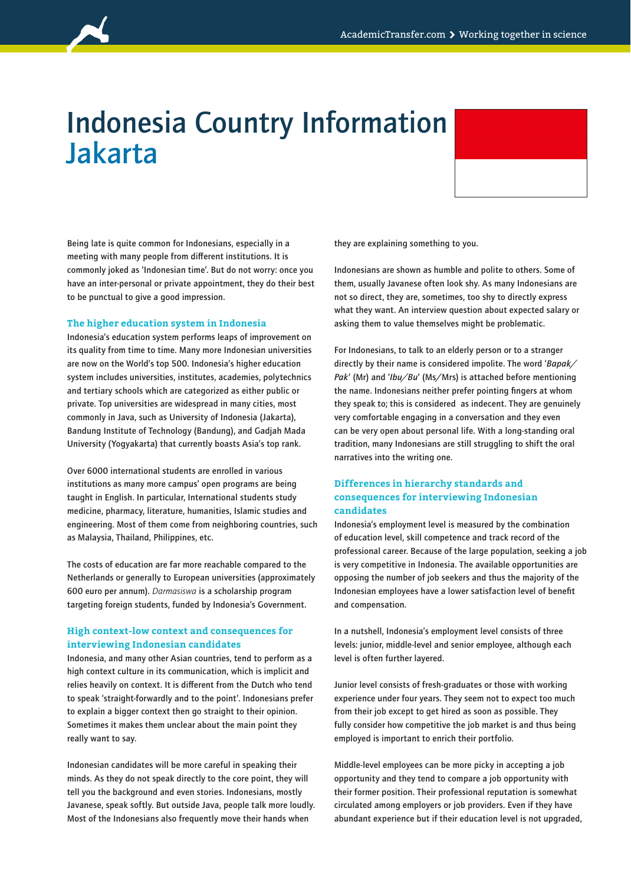# Indonesia Country Information
# Jakarta

Being late is quite common for Indonesians, especially in a meeting with many people from different institutions. It is commonly joked as 'Indonesian time'. But do not worry: once you have an inter-personal or private appointment, they do their best to be punctual to give a good impression.

### The higher education system in Indonesia

Indonesia's education system performs leaps of improvement on its quality from time to time. Many more Indonesian universities are now on the World's top 500. Indonesia's higher education system includes universities, institutes, academies, polytechnics and tertiary schools which are categorized as either public or private. Top universities are widespread in many cities, most commonly in Java, such as University of Indonesia (Jakarta), Bandung Institute of Technology (Bandung), and Gadjah Mada University (Yogyakarta) that currently boasts Asia's top rank.

Over 6000 international students are enrolled in various institutions as many more campus' open programs are being taught in English. In particular, International students study medicine, pharmacy, literature, humanities, Islamic studies and engineering. Most of them come from neighboring countries, such as Malaysia, Thailand, Philippines, etc.

The costs of education are far more reachable compared to the Netherlands or generally to European universities (approximately 600 euro per annum). *Darmasiswa* is a scholarship program targeting foreign students, funded by Indonesia's Government.

### High context-low context and consequences for interviewing Indonesian candidates

Indonesia, and many other Asian countries, tend to perform as a high context culture in its communication, which is implicit and relies heavily on context. It is different from the Dutch who tend to speak 'straight-forwardly and to the point'. Indonesians prefer to explain a bigger context then go straight to their opinion. Sometimes it makes them unclear about the main point they really want to say.

Indonesian candidates will be more careful in speaking their minds. As they do not speak directly to the core point, they will tell you the background and even stories. Indonesians, mostly Javanese, speak softly. But outside Java, people talk more loudly. Most of the Indonesians also frequently move their hands when they are explaining something to you.

Indonesians are shown as humble and polite to others. Some of them, usually Javanese often look shy. As many Indonesians are not so direct, they are, sometimes, too shy to directly express what they want. An interview question about expected salary or asking them to value themselves might be problematic.

For Indonesians, to talk to an elderly person or to a stranger directly by their name is considered impolite. The word '*Bapak/Pak*' (Mr) and '*Ibu/Bu*' (Ms/Mrs) is attached before mentioning the name. Indonesians neither prefer pointing fingers at whom they speak to; this is considered as indecent. They are genuinely very comfortable engaging in a conversation and they even can be very open about personal life. With a long-standing oral tradition, many Indonesians are still struggling to shift the oral narratives into the writing one.

### Differences in hierarchy standards and consequences for interviewing Indonesian candidates

Indonesia's employment level is measured by the combination of education level, skill competence and track record of the professional career. Because of the large population, seeking a job is very competitive in Indonesia. The available opportunities are opposing the number of job seekers and thus the majority of the Indonesian employees have a lower satisfaction level of benefit and compensation.

In a nutshell, Indonesia's employment level consists of three levels: junior, middle-level and senior employee, although each level is often further layered.

Junior level consists of fresh-graduates or those with working experience under four years. They seem not to expect too much from their job except to get hired as soon as possible. They fully consider how competitive the job market is and thus being employed is important to enrich their portfolio.

Middle-level employees can be more picky in accepting a job opportunity and they tend to compare a job opportunity with their former position. Their professional reputation is somewhat circulated among employers or job providers. Even if they have abundant experience but if their education level is not upgraded,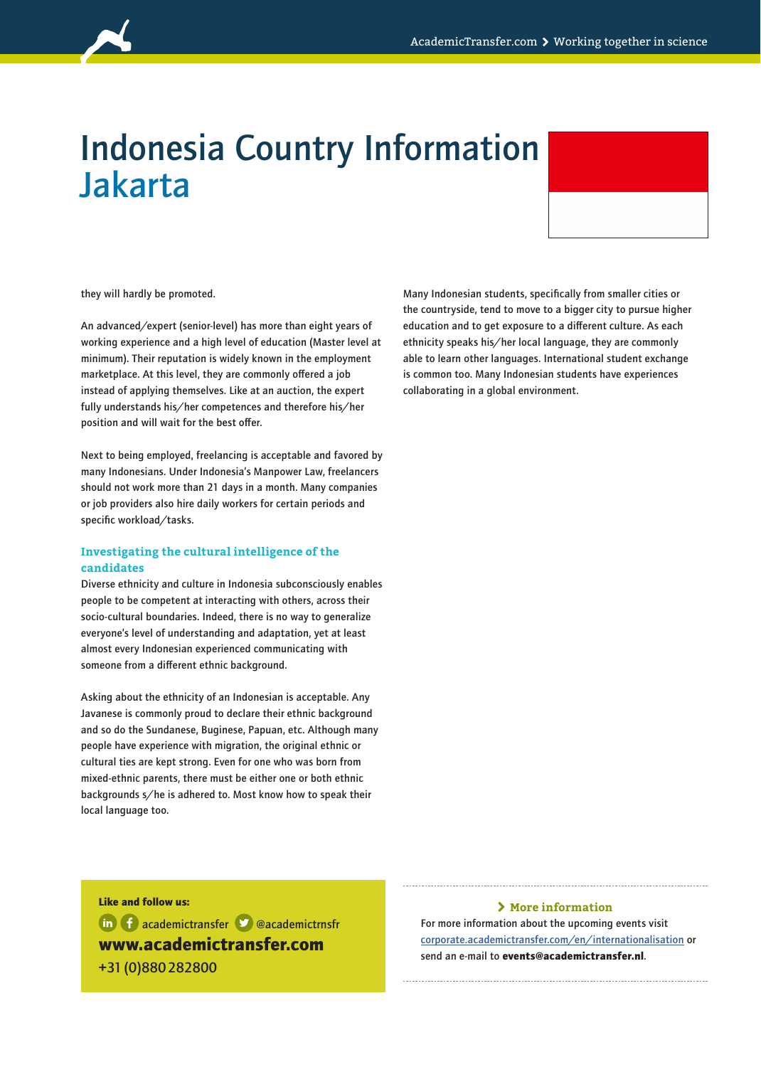# Indonesia Country Information
## Jakarta

they will hardly be promoted.

An advanced/expert (senior-level) has more than eight years of working experience and a high level of education (Master level at minimum). Their reputation is widely known in the employment marketplace. At this level, they are commonly offered a job instead of applying themselves. Like at an auction, the expert fully understands his/her competences and therefore his/her position and will wait for the best offer.

Next to being employed, freelancing is acceptable and favored by many Indonesians. Under Indonesia's Manpower Law, freelancers should not work more than 21 days in a month. Many companies or job providers also hire daily workers for certain periods and specific workload/tasks.

### Investigating the cultural intelligence of the candidates

Diverse ethnicity and culture in Indonesia subconsciously enables people to be competent at interacting with others, across their socio-cultural boundaries. Indeed, there is no way to generalize everyone's level of understanding and adaptation, yet at least almost every Indonesian experienced communicating with someone from a different ethnic background.

Asking about the ethnicity of an Indonesian is acceptable. Any Javanese is commonly proud to declare their ethnic background and so do the Sundanese, Buginese, Papuan, etc. Although many people have experience with migration, the original ethnic or cultural ties are kept strong. Even for one who was born from mixed-ethnic parents, there must be either one or both ethnic backgrounds s/he is adhered to. Most know how to speak their local language too.

Many Indonesian students, specifically from smaller cities or the countryside, tend to move to a bigger city to pursue higher education and to get exposure to a different culture. As each ethnicity speaks his/her local language, they are commonly able to learn other languages. International student exchange is common too. Many Indonesian students have experiences collaborating in a global environment.

**Like and follow us:**

academictransfer @academictrnsfr

**www.academictransfer.com**

+31 (0)880 282800

**More information**

For more information about the upcoming events visit corporate.academictransfer.com/en/internationalisation or send an e-mail to **events@academictransfer.nl**.